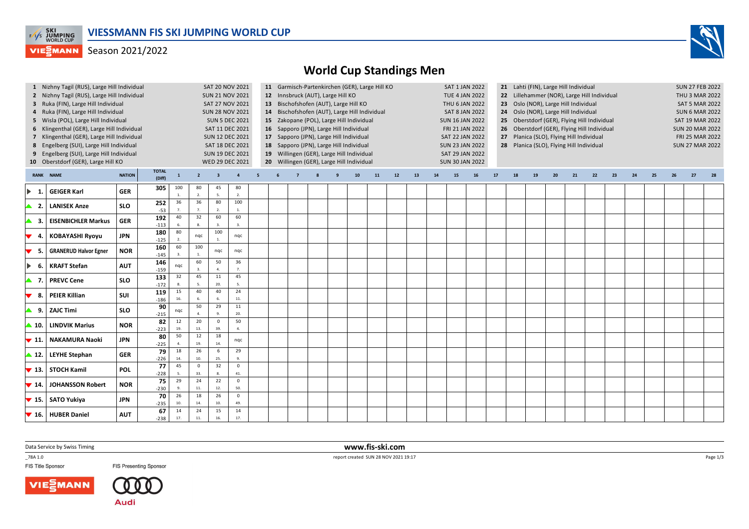# VIESSMANN FIS SKI JUMPING WORLD CUP

Season 2021/2022

## World Cup Standings Men

| # | Event | Date |
|---|---|---|
| 1 | Nizhny Tagil (RUS), Large Hill Individual | SAT 20 NOV 2021 |
| 2 | Nizhny Tagil (RUS), Large Hill Individual | SUN 21 NOV 2021 |
| 3 | Ruka (FIN), Large Hill Individual | SAT 27 NOV 2021 |
| 4 | Ruka (FIN), Large Hill Individual | SUN 28 NOV 2021 |
| 5 | Wisla (POL), Large Hill Individual | SUN 5 DEC 2021 |
| 6 | Klingenthal (GER), Large Hill Individual | SAT 11 DEC 2021 |
| 7 | Klingenthal (GER), Large Hill Individual | SUN 12 DEC 2021 |
| 8 | Engelberg (SUI), Large Hill Individual | SAT 18 DEC 2021 |
| 9 | Engelberg (SUI), Large Hill Individual | SUN 19 DEC 2021 |
| 10 | Oberstdorf (GER), Large Hill KO | WED 29 DEC 2021 |
| 11 | Garmisch-Partenkirchen (GER), Large Hill KO | SAT 1 JAN 2022 |
| 12 | Innsbruck (AUT), Large Hill KO | TUE 4 JAN 2022 |
| 13 | Bischofshofen (AUT), Large Hill KO | THU 6 JAN 2022 |
| 14 | Bischofshofen (AUT), Large Hill Individual | SAT 8 JAN 2022 |
| 15 | Zakopane (POL), Large Hill Individual | SUN 16 JAN 2022 |
| 16 | Sapporo (JPN), Large Hill Individual | FRI 21 JAN 2022 |
| 17 | Sapporo (JPN), Large Hill Individual | SAT 22 JAN 2022 |
| 18 | Sapporo (JPN), Large Hill Individual | SUN 23 JAN 2022 |
| 19 | Willingen (GER), Large Hill Individual | SAT 29 JAN 2022 |
| 20 | Willingen (GER), Large Hill Individual | SUN 30 JAN 2022 |
| 21 | Lahti (FIN), Large Hill Individual | SUN 27 FEB 2022 |
| 22 | Lillehammer (NOR), Large Hill Individual | THU 3 MAR 2022 |
| 23 | Oslo (NOR), Large Hill Individual | SAT 5 MAR 2022 |
| 24 | Oslo (NOR), Large Hill Individual | SUN 6 MAR 2022 |
| 25 | Oberstdorf (GER), Flying Hill Individual | SAT 19 MAR 2022 |
| 26 | Oberstdorf (GER), Flying Hill Individual | SUN 20 MAR 2022 |
| 27 | Planica (SLO), Flying Hill Individual | FRI 25 MAR 2022 |
| 28 | Planica (SLO), Flying Hill Individual | SUN 27 MAR 2022 |

| RANK | NAME | NATION | TOTAL (Diff) | 1 | 2 | 3 | 4 | 5 | 6 | 7 | 8 | 9 | 10 | 11 | 12 | 13 | 14 | 15 | 16 | 17 | 18 | 19 | 20 | 21 | 22 | 23 | 24 | 25 | 26 | 27 | 28 |
|---|---|---|---|---|---|---|---|---|---|---|---|---|---|---|---|---|---|---|---|---|---|---|---|---|---|---|---|---|---|---|---|
| 1. | GEIGER Karl | GER | 305 | 100 1. | 80 2. | 45 5. | 80 2. | | | | | | | | | | | | | | | | | | | | | | | | |
| 2. | LANISEK Anze | SLO | 252 -53 | 36 7. | 36 7. | 80 2. | 100 1. | | | | | | | | | | | | | | | | | | | | | | | | |
| 3. | EISENBICHLER Markus | GER | 192 -113 | 40 6. | 32 8. | 60 3. | 60 3. | | | | | | | | | | | | | | | | | | | | | | | | |
| 4. | KOBAYASHI Ryoyu | JPN | 180 -125 | 80 2. | nqc | 100 1. | nqc | | | | | | | | | | | | | | | | | | | | | | | | |
| 5. | GRANERUD Halvor Egner | NOR | 160 -145 | 60 3. | 100 1. | nqc | nqc | | | | | | | | | | | | | | | | | | | | | | | | |
| 6. | KRAFT Stefan | AUT | 146 -159 | nqc | 60 3. | 50 4. | 36 7. | | | | | | | | | | | | | | | | | | | | | | | | |
| 7. | PREVC Cene | SLO | 133 -172 | 32 8. | 45 5. | 11 20. | 45 5. | | | | | | | | | | | | | | | | | | | | | | | | |
| 8. | PEIER Killian | SUI | 119 -186 | 15 16. | 40 6. | 40 6. | 24 11. | | | | | | | | | | | | | | | | | | | | | | | | |
| 9. | ZAJC Timi | SLO | 90 -215 | nqc | 50 4. | 29 9. | 11 20. | | | | | | | | | | | | | | | | | | | | | | | | |
| 10. | LINDVIK Marius | NOR | 82 -223 | 12 19. | 20 13. | 0 39. | 50 4. | | | | | | | | | | | | | | | | | | | | | | | | |
| 11. | NAKAMURA Naoki | JPN | 80 -225 | 50 4. | 12 19. | 18 14. | nqc | | | | | | | | | | | | | | | | | | | | | | | | |
| 12. | LEYHE Stephan | GER | 79 -226 | 18 14. | 26 10. | 6 25. | 29 9. | | | | | | | | | | | | | | | | | | | | | | | | |
| 13. | STOCH Kamil | POL | 77 -228 | 45 5. | 0 33. | 32 8. | 0 41. | | | | | | | | | | | | | | | | | | | | | | | | |
| 14. | JOHANSSON Robert | NOR | 75 -230 | 29 9. | 24 11. | 22 12. | 0 50. | | | | | | | | | | | | | | | | | | | | | | | | |
| 15. | SATO Yukiya | JPN | 70 -235 | 26 10. | 18 14. | 26 10. | 0 49. | | | | | | | | | | | | | | | | | | | | | | | | |
| 16. | HUBER Daniel | AUT | 67 -238 | 14 17. | 24 11. | 15 16. | 14 17. | | | | | | | | | | | | | | | | | | | | | | | | |

Data Service by Swiss Timing

www.fis-ski.com

_78A 1.0

report created SUN 28 NOV 2021 19:17

FIS Title Sponsor: VIESSMANN

FIS Presenting Sponsor: Audi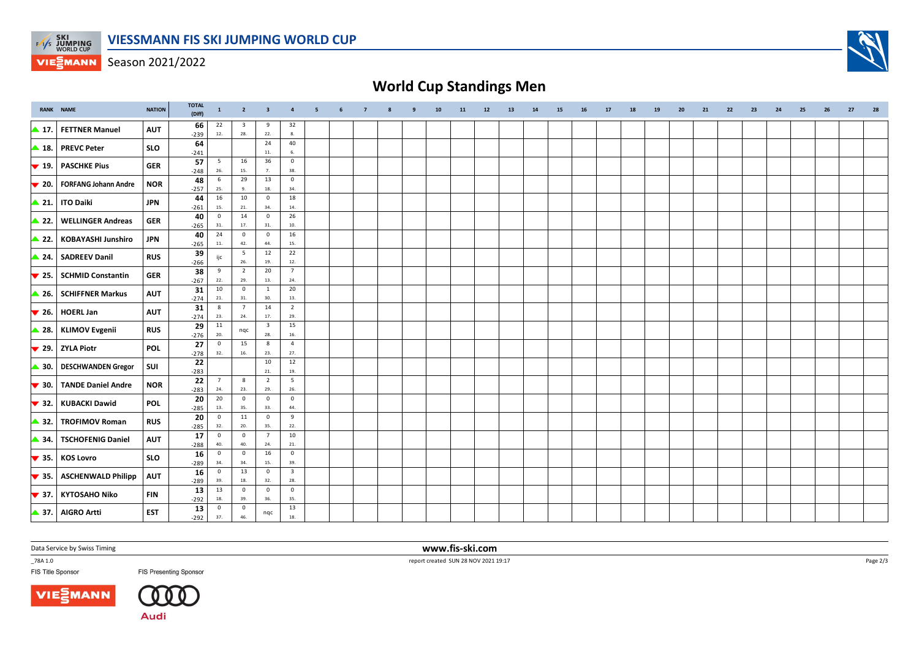# VIESSMANN FIS SKI JUMPING WORLD CUP

Season 2021/2022

## World Cup Standings Men

| RANK | NAME | NATION | TOTAL (Diff) | 1 | 2 | 3 | 4 | 5 | 6 | 7 | 8 | 9 | 10 | 11 | 12 | 13 | 14 | 15 | 16 | 17 | 18 | 19 | 20 | 21 | 22 | 23 | 24 | 25 | 26 | 27 | 28 |
|---|---|---|---|---|---|---|---|---|---|---|---|---|---|---|---|---|---|---|---|---|---|---|---|---|---|---|---|---|---|---|---|
| ▲ 17. | FETTNER Manuel | AUT | 66 -239 | 22 12. | 3 28. | 9 22. | 32 8. | | | | | | | | | | | | | | | | | | | | | | | | |
| ▲ 18. | PREVC Peter | SLO | 64 -241 | | | 24 11. | 40 6. | | | | | | | | | | | | | | | | | | | | | | | | |
| ▼ 19. | PASCHKE Pius | GER | 57 -248 | 5 26. | 16 15. | 36 7. | 0 38. | | | | | | | | | | | | | | | | | | | | | | | | |
| ▼ 20. | FORFANG Johann Andre | NOR | 48 -257 | 6 25. | 29 9. | 13 18. | 0 34. | | | | | | | | | | | | | | | | | | | | | | | | |
| ▲ 21. | ITO Daiki | JPN | 44 -261 | 16 15. | 10 21. | 0 34. | 18 14. | | | | | | | | | | | | | | | | | | | | | | | | |
| ▲ 22. | WELLINGER Andreas | GER | 40 -265 | 0 31. | 14 17. | 0 31. | 26 10. | | | | | | | | | | | | | | | | | | | | | | | | |
| ▲ 22. | KOBAYASHI Junshiro | JPN | 40 -265 | 24 11. | 0 42. | 0 44. | 16 15. | | | | | | | | | | | | | | | | | | | | | | | | |
| ▲ 24. | SADREEV Danil | RUS | 39 -266 | ijc | 5 26. | 12 19. | 22 12. | | | | | | | | | | | | | | | | | | | | | | | | |
| ▼ 25. | SCHMID Constantin | GER | 38 -267 | 9 22. | 2 29. | 20 13. | 7 24. | | | | | | | | | | | | | | | | | | | | | | | | |
| ▲ 26. | SCHIFFNER Markus | AUT | 31 -274 | 10 21. | 0 31. | 1 30. | 20 13. | | | | | | | | | | | | | | | | | | | | | | | | |
| ▼ 26. | HOERL Jan | AUT | 31 -274 | 8 23. | 7 24. | 14 17. | 2 29. | | | | | | | | | | | | | | | | | | | | | | | | |
| ▲ 28. | KLIMOV Evgenii | RUS | 29 -276 | 11 20. | nqc | 3 28. | 15 16. | | | | | | | | | | | | | | | | | | | | | | | | |
| ▼ 29. | ZYLA Piotr | POL | 27 -278 | 0 32. | 15 16. | 8 23. | 4 27. | | | | | | | | | | | | | | | | | | | | | | | | |
| ▲ 30. | DESCHWANDEN Gregor | SUI | 22 -283 | | | 10 21. | 12 19. | | | | | | | | | | | | | | | | | | | | | | | | |
| ▼ 30. | TANDE Daniel Andre | NOR | 22 -283 | 7 24. | 8 23. | 2 29. | 5 26. | | | | | | | | | | | | | | | | | | | | | | | | |
| ▼ 32. | KUBACKI Dawid | POL | 20 -285 | 20 13. | 0 35. | 0 33. | 0 44. | | | | | | | | | | | | | | | | | | | | | | | | |
| ▲ 32. | TROFIMOV Roman | RUS | 20 -285 | 0 32. | 11 20. | 0 35. | 9 22. | | | | | | | | | | | | | | | | | | | | | | | | |
| ▲ 34. | TSCHOFENIG Daniel | AUT | 17 -288 | 0 40. | 0 40. | 7 24. | 10 21. | | | | | | | | | | | | | | | | | | | | | | | | |
| ▼ 35. | KOS Lovro | SLO | 16 -289 | 0 34. | 0 34. | 16 15. | 0 39. | | | | | | | | | | | | | | | | | | | | | | | | |
| ▼ 35. | ASCHENWALD Philipp | AUT | 16 -289 | 0 39. | 13 18. | 0 32. | 3 28. | | | | | | | | | | | | | | | | | | | | | | | | |
| ▼ 37. | KYTOSAHO Niko | FIN | 13 -292 | 13 18. | 0 39. | 0 36. | 0 35. | | | | | | | | | | | | | | | | | | | | | | | | |
| ▲ 37. | AIGRO Artti | EST | 13 -292 | 0 37. | 0 46. | nqc | 13 18. | | | | | | | | | | | | | | | | | | | | | | | | |

Data Service by Swiss Timing

www.fis-ski.com

_78A 1.0

report created SUN 28 NOV 2021 19:17

FIS Title Sponsor

FIS Presenting Sponsor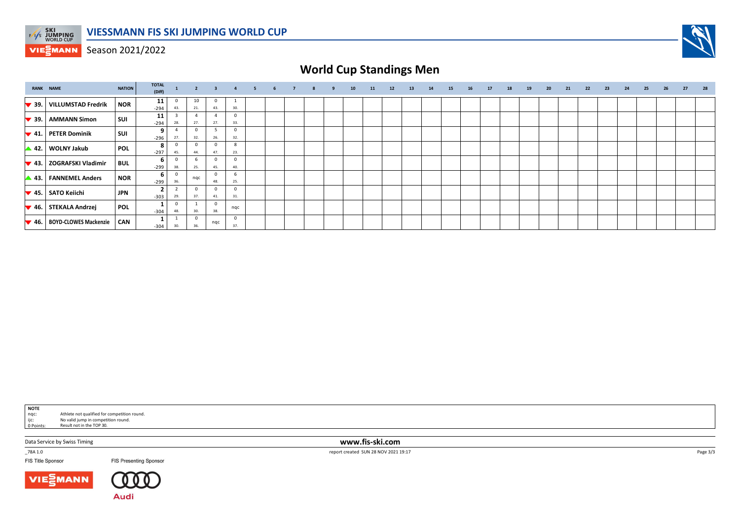# World Cup Standings Men

| RANK | NAME | NATION | TOTAL (Diff) | 1 | 2 | 3 | 4 | 5 | 6 | 7 | 8 | 9 | 10 | 11 | 12 | 13 | 14 | 15 | 16 | 17 | 18 | 19 | 20 | 21 | 22 | 23 | 24 | 25 | 26 | 27 | 28 |
|---|---|---|---|---|---|---|---|---|---|---|---|---|---|---|---|---|---|---|---|---|---|---|---|---|---|---|---|---|---|---|---|
| ▼ 39. | VILLUMSTAD Fredrik | NOR | 11 -294 | 0 43. | 10 21. | 0 43. | 1 30. | | | | | | | | | | | | | | | | | | | | | | | | |
| ▼ 39. | AMMANN Simon | SUI | 11 -294 | 3 28. | 4 27. | 4 27. | 0 33. | | | | | | | | | | | | | | | | | | | | | | | | |
| ▼ 41. | PETER Dominik | SUI | 9 -296 | 4 27. | 0 32. | 5 26. | 0 32. | | | | | | | | | | | | | | | | | | | | | | | | |
| ▲ 42. | WOLNY Jakub | POL | 8 -297 | 0 45. | 0 44. | 0 47. | 8 23. | | | | | | | | | | | | | | | | | | | | | | | | |
| ▼ 43. | ZOGRAFSKI Vladimir | BUL | 6 -299 | 0 38. | 6 25. | 0 45. | 0 40. | | | | | | | | | | | | | | | | | | | | | | | | |
| ▲ 43. | FANNEMEL Anders | NOR | 6 -299 | 0 36. | nqc | 0 48. | 6 25. | | | | | | | | | | | | | | | | | | | | | | | | |
| ▼ 45. | SATO Keiichi | JPN | 2 -303 | 2 29. | 0 37. | 0 41. | 0 31. | | | | | | | | | | | | | | | | | | | | | | | | |
| ▼ 46. | STEKALA Andrzej | POL | 1 -304 | 0 48. | 1 30. | 0 38. | nqc | | | | | | | | | | | | | | | | | | | | | | | | |
| ▼ 46. | BOYD-CLOWES Mackenzie | CAN | 1 -304 | 1 30. | 0 36. | nqc | 0 37. | | | | | | | | | | | | | | | | | | | | | | | | |

**NOTE**

nqc: Athlete not qualified for competition round.
ijc: No valid jump in competition round.
0 Points: Result not in the TOP 30.

Data Service by Swiss Timing

www.fis-ski.com

_78A 1.0

report created SUN 28 NOV 2021 19:17

FIS Title Sponsor

FIS Presenting Sponsor